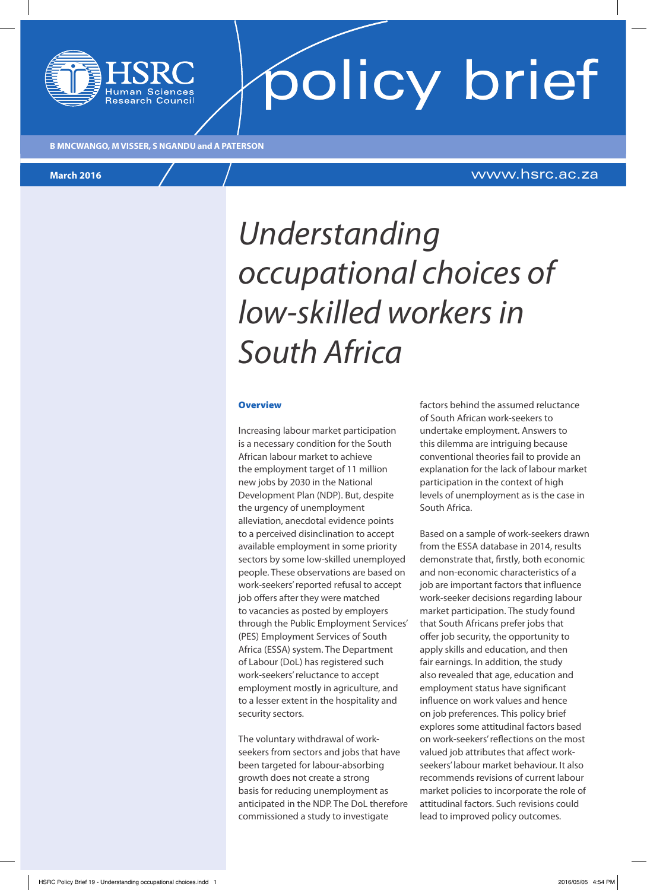HSRC Human Sciences Research Council

policy brief

B MNCWANGO, M VISSER, S NGANDU and A PATERSON

March 2016

www.hsrc.ac.za

# *Understanding occupational choices of low-skilled workers in South Africa*

## Overview

Increasing labour market participation is a necessary condition for the South African labour market to achieve the employment target of 11 million new jobs by 2030 in the National Development Plan (NDP). But, despite the urgency of unemployment alleviation, anecdotal evidence points to a perceived disinclination to accept available employment in some priority sectors by some low-skilled unemployed people. These observations are based on work-seekers' reported refusal to accept job offers after they were matched to vacancies as posted by employers through the Public Employment Services' (PES) Employment Services of South Africa (ESSA) system. The Department of Labour (DoL) has registered such work-seekers' reluctance to accept employment mostly in agriculture, and to a lesser extent in the hospitality and security sectors.

The voluntary withdrawal of work-seekers from sectors and jobs that have been targeted for labour-absorbing growth does not create a strong basis for reducing unemployment as anticipated in the NDP. The DoL therefore commissioned a study to investigate factors behind the assumed reluctance of South African work-seekers to undertake employment. Answers to this dilemma are intriguing because conventional theories fail to provide an explanation for the lack of labour market participation in the context of high levels of unemployment as is the case in South Africa.

Based on a sample of work-seekers drawn from the ESSA database in 2014, results demonstrate that, firstly, both economic and non-economic characteristics of a job are important factors that influence work-seeker decisions regarding labour market participation. The study found that South Africans prefer jobs that offer job security, the opportunity to apply skills and education, and then fair earnings. In addition, the study also revealed that age, education and employment status have significant influence on work values and hence on job preferences. This policy brief explores some attitudinal factors based on work-seekers' reflections on the most valued job attributes that affect work-seekers' labour market behaviour. It also recommends revisions of current labour market policies to incorporate the role of attitudinal factors. Such revisions could lead to improved policy outcomes.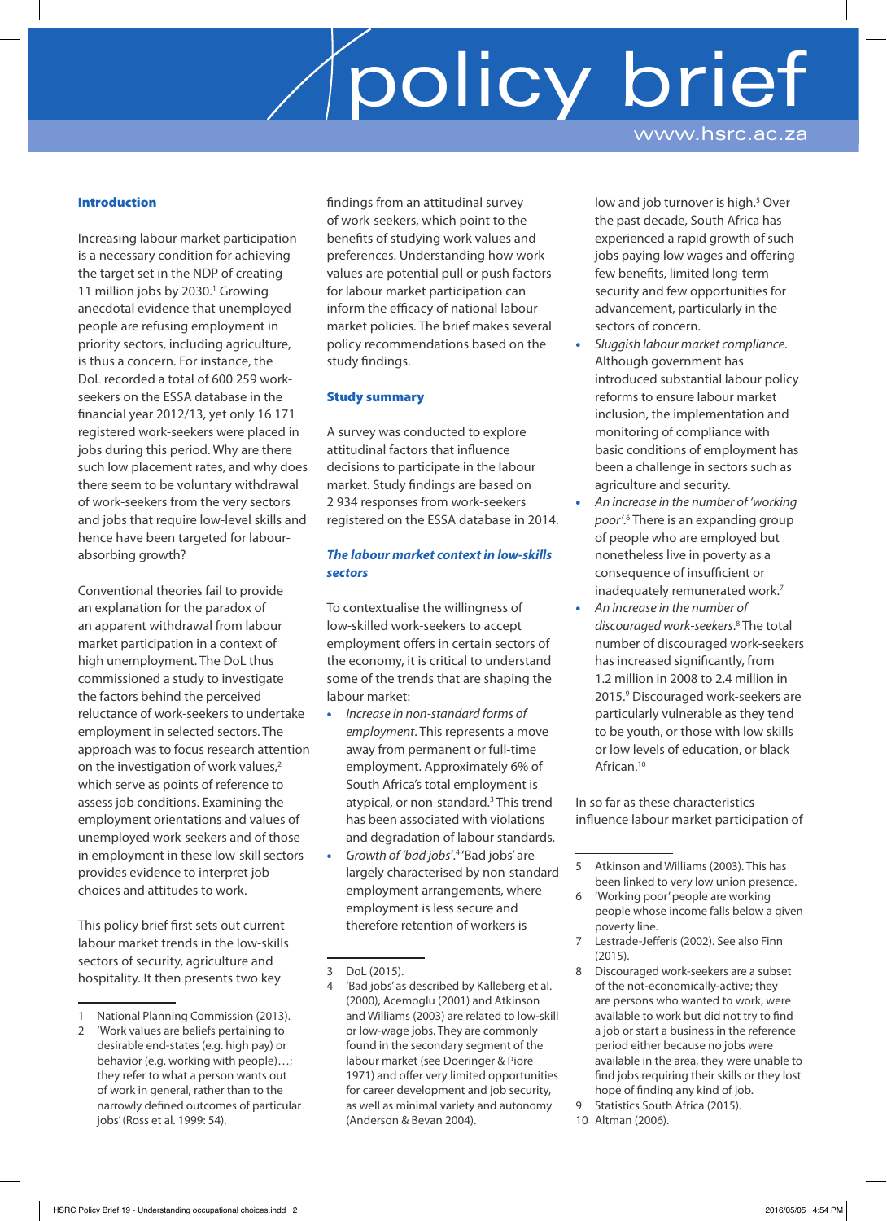## Introduction

Increasing labour market participation is a necessary condition for achieving the target set in the NDP of creating 11 million jobs by 2030.[1] Growing anecdotal evidence that unemployed people are refusing employment in priority sectors, including agriculture, is thus a concern. For instance, the DoL recorded a total of 600 259 work-seekers on the ESSA database in the financial year 2012/13, yet only 16 171 registered work-seekers were placed in jobs during this period. Why are there such low placement rates, and why does there seem to be voluntary withdrawal of work-seekers from the very sectors and jobs that require low-level skills and hence have been targeted for labour-absorbing growth?

Conventional theories fail to provide an explanation for the paradox of an apparent withdrawal from labour market participation in a context of high unemployment. The DoL thus commissioned a study to investigate the factors behind the perceived reluctance of work-seekers to undertake employment in selected sectors. The approach was to focus research attention on the investigation of work values,[2] which serve as points of reference to assess job conditions. Examining the employment orientations and values of unemployed work-seekers and of those in employment in these low-skill sectors provides evidence to interpret job choices and attitudes to work.

This policy brief first sets out current labour market trends in the low-skills sectors of security, agriculture and hospitality. It then presents two key findings from an attitudinal survey of work-seekers, which point to the benefits of studying work values and preferences. Understanding how work values are potential pull or push factors for labour market participation can inform the efficacy of national labour market policies. The brief makes several policy recommendations based on the study findings.

## Study summary

A survey was conducted to explore attitudinal factors that influence decisions to participate in the labour market. Study findings are based on 2 934 responses from work-seekers registered on the ESSA database in 2014.

### *The labour market context in low-skills sectors*

To contextualise the willingness of low-skilled work-seekers to accept employment offers in certain sectors of the economy, it is critical to understand some of the trends that are shaping the labour market:

- *Increase in non-standard forms of employment*. This represents a move away from permanent or full-time employment. Approximately 6% of South Africa's total employment is atypical, or non-standard.[3] This trend has been associated with violations and degradation of labour standards.
- *Growth of 'bad jobs'*.[4] 'Bad jobs' are largely characterised by non-standard employment arrangements, where employment is less secure and therefore retention of workers is low and job turnover is high.[5] Over the past decade, South Africa has experienced a rapid growth of such jobs paying low wages and offering few benefits, limited long-term security and few opportunities for advancement, particularly in the sectors of concern.
- *Sluggish labour market compliance*. Although government has introduced substantial labour policy reforms to ensure labour market inclusion, the implementation and monitoring of compliance with basic conditions of employment has been a challenge in sectors such as agriculture and security.
- *An increase in the number of 'working poor'*.[6] There is an expanding group of people who are employed but nonetheless live in poverty as a consequence of insufficient or inadequately remunerated work.[7]
- *An increase in the number of discouraged work-seekers*.[8] The total number of discouraged work-seekers has increased significantly, from 1.2 million in 2008 to 2.4 million in 2015.[9] Discouraged work-seekers are particularly vulnerable as they tend to be youth, or those with low skills or low levels of education, or black African.[10]

In so far as these characteristics influence labour market participation of

---

1. National Planning Commission (2013).
2. 'Work values are beliefs pertaining to desirable end-states (e.g. high pay) or behavior (e.g. working with people)…; they refer to what a person wants out of work in general, rather than to the narrowly defined outcomes of particular jobs' (Ross et al. 1999: 54).
3. DoL (2015).
4. 'Bad jobs' as described by Kalleberg et al. (2000), Acemoglu (2001) and Atkinson and Williams (2003) are related to low-skill or low-wage jobs. They are commonly found in the secondary segment of the labour market (see Doeringer & Piore 1971) and offer very limited opportunities for career development and job security, as well as minimal variety and autonomy (Anderson & Bevan 2004).
5. Atkinson and Williams (2003). This has been linked to very low union presence.
6. 'Working poor' people are working people whose income falls below a given poverty line.
7. Lestrade-Jefferis (2002). See also Finn (2015).
8. Discouraged work-seekers are a subset of the not-economically-active; they are persons who wanted to work, were available to work but did not try to find a job or start a business in the reference period either because no jobs were available in the area, they were unable to find jobs requiring their skills or they lost hope of finding any kind of job.
9. Statistics South Africa (2015).
10. Altman (2006).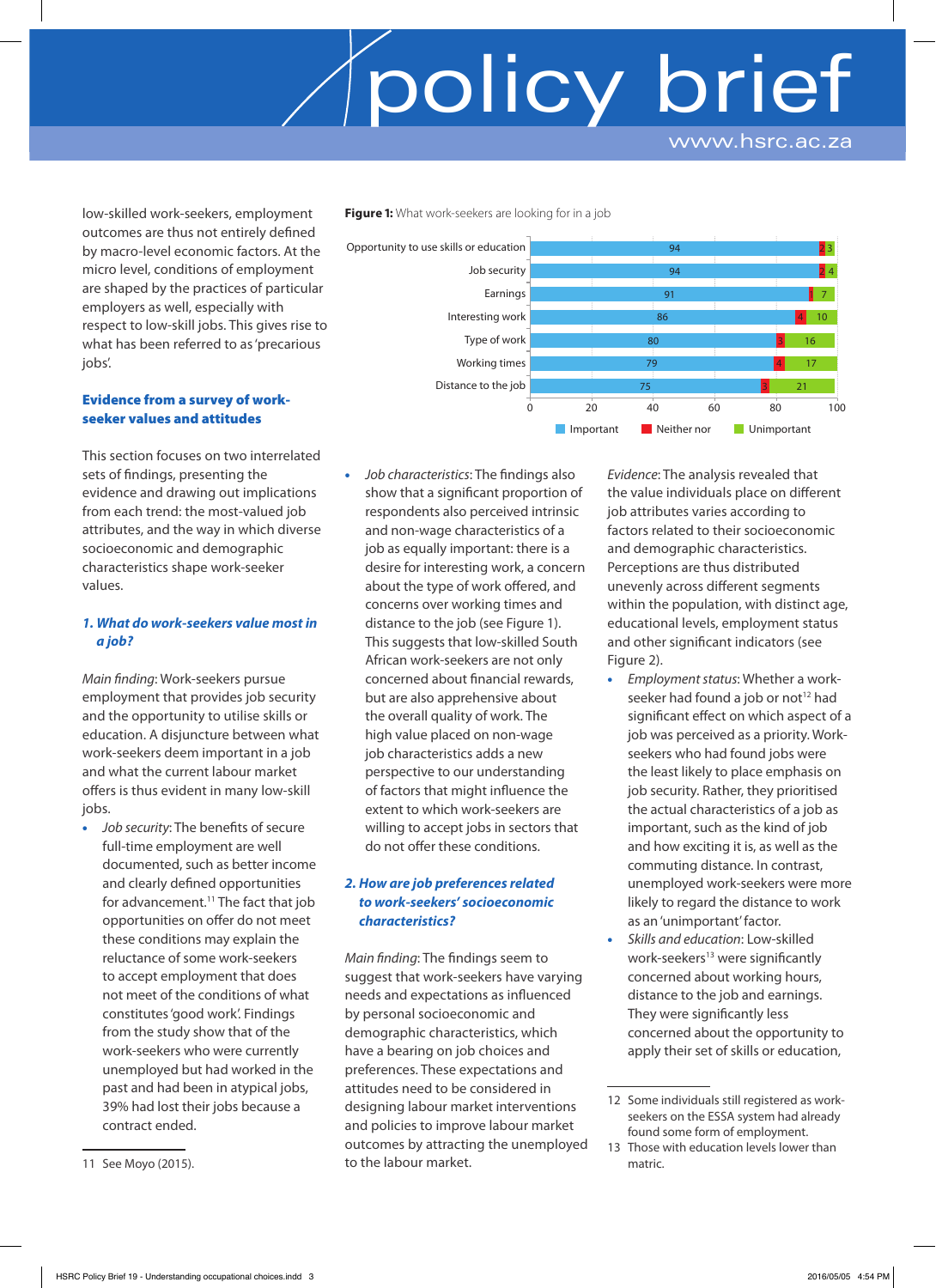low-skilled work-seekers, employment outcomes are thus not entirely defined by macro-level economic factors. At the micro level, conditions of employment are shaped by the practices of particular employers as well, especially with respect to low-skill jobs. This gives rise to what has been referred to as 'precarious jobs'.

## Evidence from a survey of work-seeker values and attitudes

This section focuses on two interrelated sets of findings, presenting the evidence and drawing out implications from each trend: the most-valued job attributes, and the way in which diverse socioeconomic and demographic characteristics shape work-seeker values.

### *1. What do work-seekers value most in a job?*

*Main finding*: Work-seekers pursue employment that provides job security and the opportunity to utilise skills or education. A disjuncture between what work-seekers deem important in a job and what the current labour market offers is thus evident in many low-skill jobs.

- *Job security*: The benefits of secure full-time employment are well documented, such as better income and clearly defined opportunities for advancement.[11] The fact that job opportunities on offer do not meet these conditions may explain the reluctance of some work-seekers to accept employment that does not meet the conditions of what constitutes 'good work'. Findings from the study show that of the work-seekers who were currently unemployed but had worked in the past and had been in atypical jobs, 39% had lost their jobs because a contract ended.

**Figure 1:** What work-seekers are looking for in a job

| | Important | Neither nor | Unimportant |
|---|---|---|---|
| Opportunity to use skills or education | 94 | 2 | 3 |
| Job security | 94 | 2 | 4 |
| Earnings | 91 | 1 | 7 |
| Interesting work | 86 | 4 | 10 |
| Type of work | 80 | 3 | 16 |
| Working times | 79 | 4 | 17 |
| Distance to the job | 75 | 3 | 21 |

- *Job characteristics*: The findings also show that a significant proportion of respondents also perceived intrinsic and non-wage characteristics of a job as equally important: there is a desire for interesting work, a concern about the type of work offered, and concerns over working times and distance to the job (see Figure 1). This suggests that low-skilled South African work-seekers are not only concerned about financial rewards, but are also apprehensive about the overall quality of work. The high value placed on non-wage job characteristics adds a new perspective to our understanding of factors that might influence the extent to which work-seekers are willing to accept jobs in sectors that do not offer these conditions.

### *2. How are job preferences related to work-seekers' socioeconomic characteristics?*

*Main finding*: The findings seem to suggest that work-seekers have varying needs and expectations as influenced by personal socioeconomic and demographic characteristics, which have a bearing on job choices and preferences. These expectations and attitudes need to be considered in designing labour market interventions and policies to improve labour market outcomes by attracting the unemployed to the labour market.

*Evidence*: The analysis revealed that the value individuals place on different job attributes varies according to factors related to their socioeconomic and demographic characteristics. Perceptions are thus distributed unevenly across different segments within the population, with distinct age, educational levels, employment status and other significant indicators (see Figure 2).

- *Employment status*: Whether a work-seeker had found a job or not[12] had significant effect on which aspect of a job was perceived as a priority. Work-seekers who had found jobs were the least likely to place emphasis on job security. Rather, they prioritised the actual characteristics of a job as important, such as the kind of job and how exciting it is, as well as the commuting distance. In contrast, unemployed work-seekers were more likely to regard the distance to work as an 'unimportant' factor.
- *Skills and education*: Low-skilled work-seekers[13] were significantly concerned about working hours, distance to the job and earnings. They were significantly less concerned about the opportunity to apply their set of skills or education,

---

11 See Moyo (2015).

12 Some individuals still registered as work-seekers on the ESSA system had already found some form of employment.

13 Those with education levels lower than matric.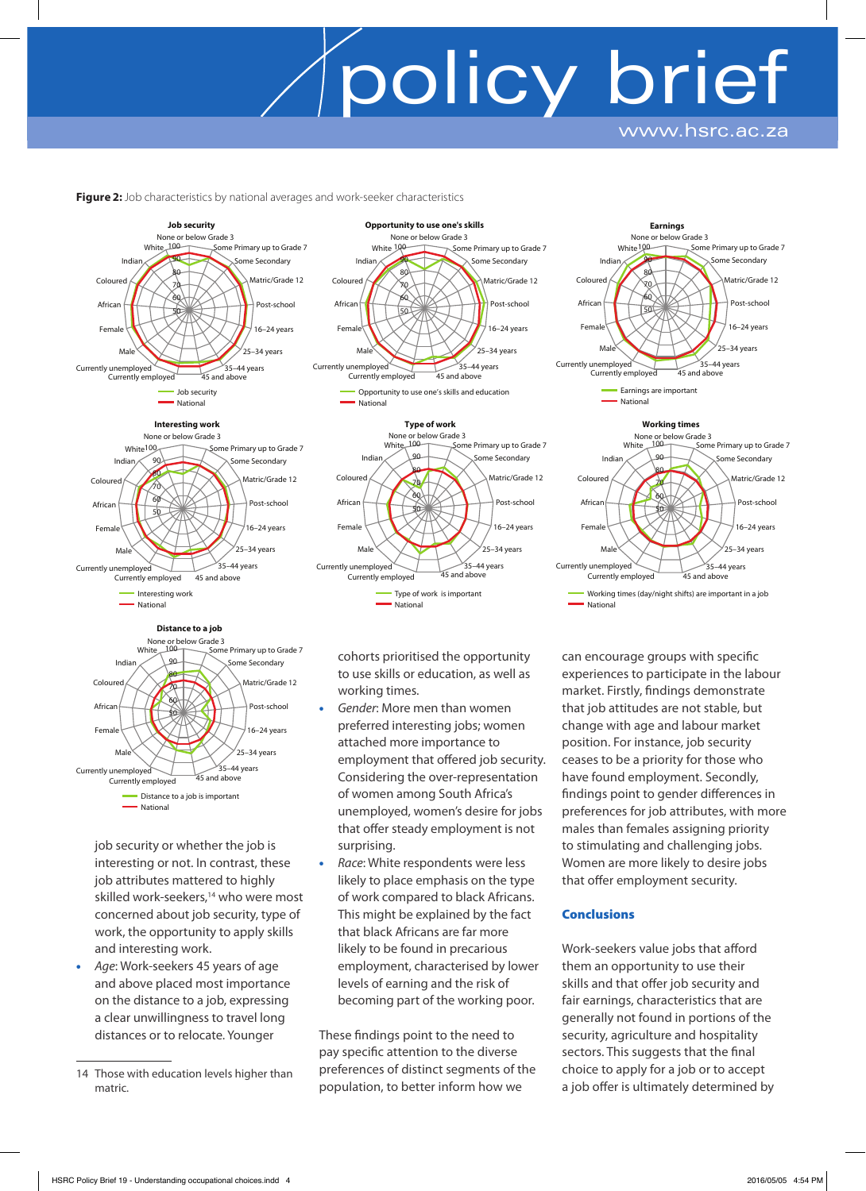**Figure 2:** Job characteristics by national averages and work-seeker characteristics

Job security

Opportunity to use one's skills

Earnings

Interesting work

Type of work

Working times

Distance to a job

job security or whether the job is interesting or not. In contrast, these job attributes mattered to highly skilled work-seekers,[14] who were most concerned about job security, type of work, the opportunity to apply skills and interesting work.

- *Age*: Work-seekers 45 years of age and above placed most importance on the distance to a job, expressing a clear unwillingness to travel long distances or to relocate. Younger cohorts prioritised the opportunity to use skills or education, as well as working times.
- *Gender*: More men than women preferred interesting jobs; women attached more importance to employment that offered job security. Considering the over-representation of women among South Africa's unemployed, women's desire for jobs that offer steady employment is not surprising.
- *Race*: White respondents were less likely to place emphasis on the type of work compared to black Africans. This might be explained by the fact that black Africans are far more likely to be found in precarious employment, characterised by lower levels of earning and the risk of becoming part of the working poor.

These findings point to the need to pay specific attention to the diverse preferences of distinct segments of the population, to better inform how we can encourage groups with specific experiences to participate in the labour market. Firstly, findings demonstrate that job attitudes are not stable, but change with age and labour market position. For instance, job security ceases to be a priority for those who have found employment. Secondly, findings point to gender differences in preferences for job attributes, with more males than females assigning priority to stimulating and challenging jobs. Women are more likely to desire jobs that offer employment security.

### Conclusions

Work-seekers value jobs that afford them an opportunity to use their skills and that offer job security and fair earnings, characteristics that are generally not found in portions of the security, agriculture and hospitality sectors. This suggests that the final choice to apply for a job or to accept a job offer is ultimately determined by

14 Those with education levels higher than matric.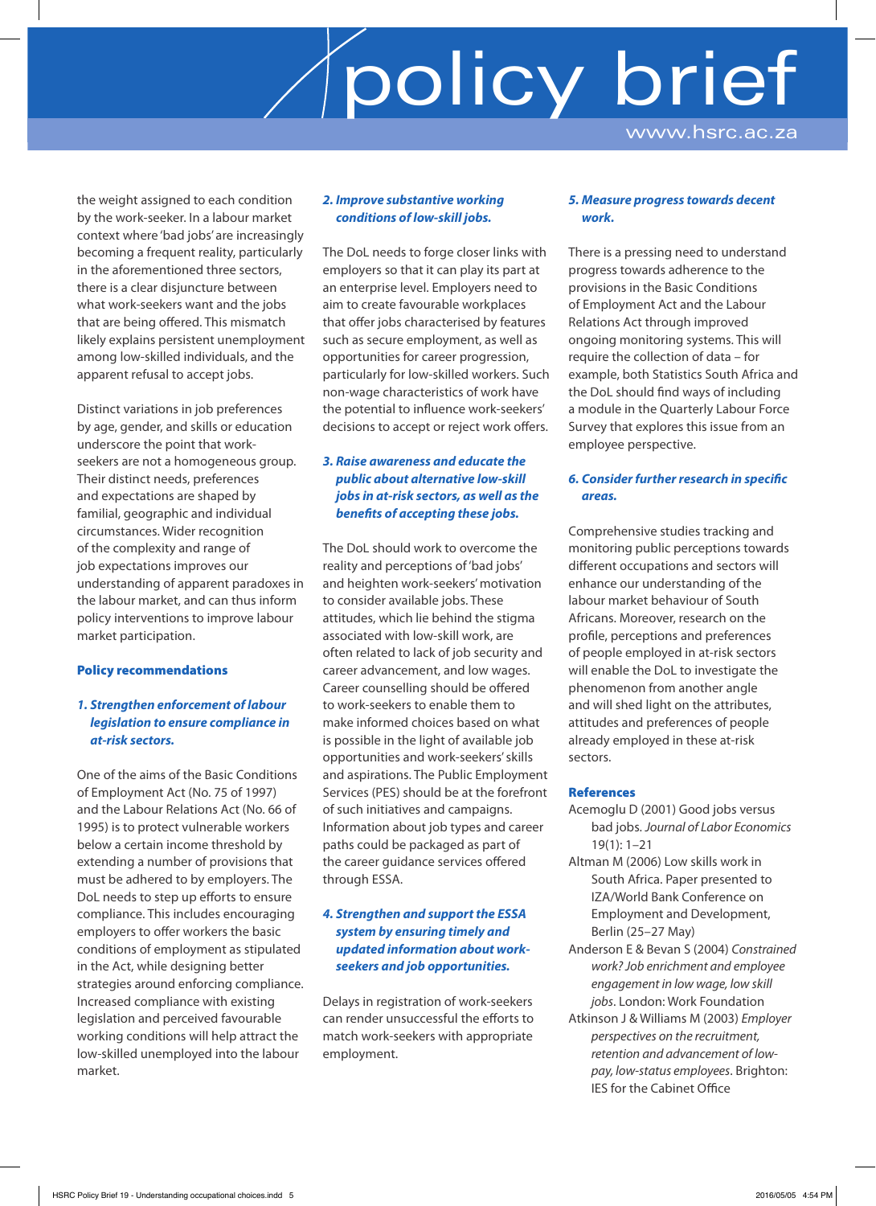the weight assigned to each condition by the work-seeker. In a labour market context where 'bad jobs' are increasingly becoming a frequent reality, particularly in the aforementioned three sectors, there is a clear disjuncture between what work-seekers want and the jobs that are being offered. This mismatch likely explains persistent unemployment among low-skilled individuals, and the apparent refusal to accept jobs.

Distinct variations in job preferences by age, gender, and skills or education underscore the point that work-seekers are not a homogeneous group. Their distinct needs, preferences and expectations are shaped by familial, geographic and individual circumstances. Wider recognition of the complexity and range of job expectations improves our understanding of apparent paradoxes in the labour market, and can thus inform policy interventions to improve labour market participation.

## Policy recommendations

### *1. Strengthen enforcement of labour legislation to ensure compliance in at-risk sectors.*

One of the aims of the Basic Conditions of Employment Act (No. 75 of 1997) and the Labour Relations Act (No. 66 of 1995) is to protect vulnerable workers below a certain income threshold by extending a number of provisions that must be adhered to by employers. The DoL needs to step up efforts to ensure compliance. This includes encouraging employers to offer workers the basic conditions of employment as stipulated in the Act, while designing better strategies around enforcing compliance. Increased compliance with existing legislation and perceived favourable working conditions will help attract the low-skilled unemployed into the labour market.

### *2. Improve substantive working conditions of low-skill jobs.*

The DoL needs to forge closer links with employers so that it can play its part at an enterprise level. Employers need to aim to create favourable workplaces that offer jobs characterised by features such as secure employment, as well as opportunities for career progression, particularly for low-skilled workers. Such non-wage characteristics of work have the potential to influence work-seekers' decisions to accept or reject work offers.

### *3. Raise awareness and educate the public about alternative low-skill jobs in at-risk sectors, as well as the benefits of accepting these jobs.*

The DoL should work to overcome the reality and perceptions of 'bad jobs' and heighten work-seekers' motivation to consider available jobs. These attitudes, which lie behind the stigma associated with low-skill work, are often related to lack of job security and career advancement, and low wages. Career counselling should be offered to work-seekers to enable them to make informed choices based on what is possible in the light of available job opportunities and work-seekers' skills and aspirations. The Public Employment Services (PES) should be at the forefront of such initiatives and campaigns. Information about job types and career paths could be packaged as part of the career guidance services offered through ESSA.

### *4. Strengthen and support the ESSA system by ensuring timely and updated information about work-seekers and job opportunities.*

Delays in registration of work-seekers can render unsuccessful the efforts to match work-seekers with appropriate employment.

### *5. Measure progress towards decent work.*

There is a pressing need to understand progress towards adherence to the provisions in the Basic Conditions of Employment Act and the Labour Relations Act through improved ongoing monitoring systems. This will require the collection of data – for example, both Statistics South Africa and the DoL should find ways of including a module in the Quarterly Labour Force Survey that explores this issue from an employee perspective.

### *6. Consider further research in specific areas.*

Comprehensive studies tracking and monitoring public perceptions towards different occupations and sectors will enhance our understanding of the labour market behaviour of South Africans. Moreover, research on the profile, perceptions and preferences of people employed in at-risk sectors will enable the DoL to investigate the phenomenon from another angle and will shed light on the attributes, attitudes and preferences of people already employed in these at-risk sectors.

## References

Acemoglu D (2001) Good jobs versus bad jobs. *Journal of Labor Economics* 19(1): 1–21

Altman M (2006) Low skills work in South Africa. Paper presented to IZA/World Bank Conference on Employment and Development, Berlin (25–27 May)

Anderson E & Bevan S (2004) *Constrained work? Job enrichment and employee engagement in low wage, low skill jobs*. London: Work Foundation

Atkinson J & Williams M (2003) *Employer perspectives on the recruitment, retention and advancement of low-pay, low-status employees*. Brighton: IES for the Cabinet Office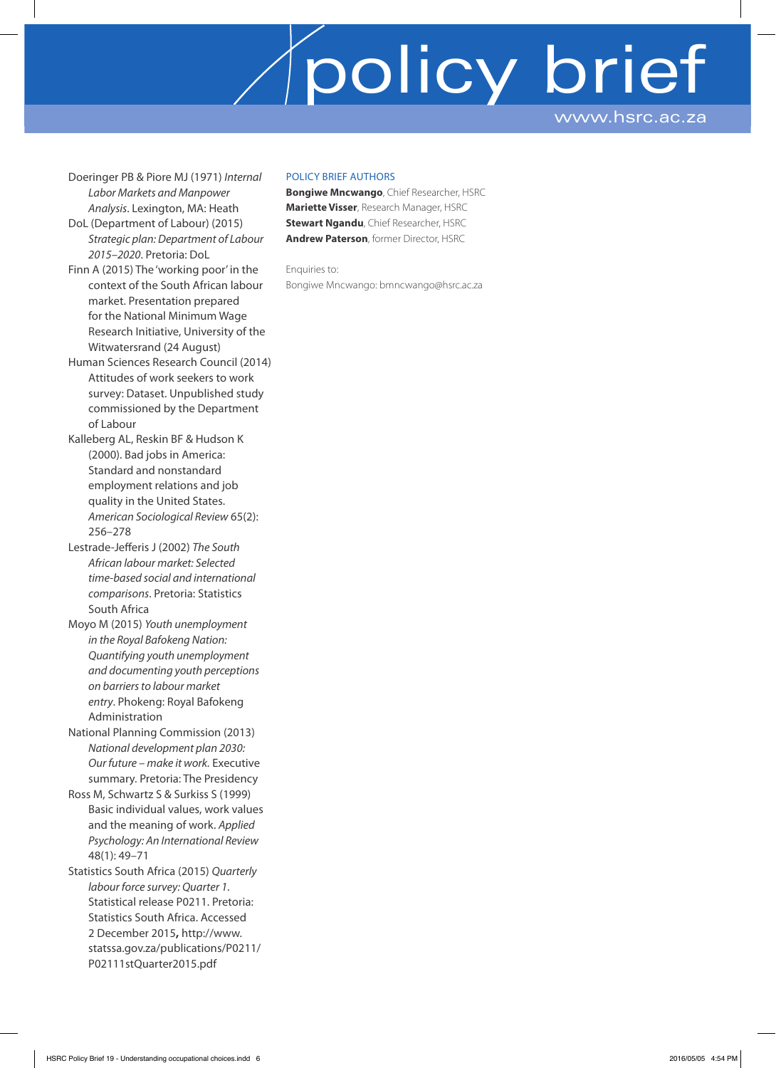Doeringer PB & Piore MJ (1971) *Internal Labor Markets and Manpower Analysis*. Lexington, MA: Heath

DoL (Department of Labour) (2015) *Strategic plan: Department of Labour 2015–2020*. Pretoria: DoL

Finn A (2015) The 'working poor' in the context of the South African labour market. Presentation prepared for the National Minimum Wage Research Initiative, University of the Witwatersrand (24 August)

Human Sciences Research Council (2014) Attitudes of work seekers to work survey: Dataset. Unpublished study commissioned by the Department of Labour

Kalleberg AL, Reskin BF & Hudson K (2000). Bad jobs in America: Standard and nonstandard employment relations and job quality in the United States. *American Sociological Review* 65(2): 256–278

Lestrade-Jefferis J (2002) *The South African labour market: Selected time-based social and international comparisons*. Pretoria: Statistics South Africa

Moyo M (2015) *Youth unemployment in the Royal Bafokeng Nation: Quantifying youth unemployment and documenting youth perceptions on barriers to labour market entry*. Phokeng: Royal Bafokeng Administration

National Planning Commission (2013) *National development plan 2030: Our future – make it work.* Executive summary. Pretoria: The Presidency

Ross M, Schwartz S & Surkiss S (1999) Basic individual values, work values and the meaning of work. *Applied Psychology: An International Review* 48(1): 49–71

Statistics South Africa (2015) *Quarterly labour force survey: Quarter 1*. Statistical release P0211. Pretoria: Statistics South Africa. Accessed 2 December 2015, http://www.statssa.gov.za/publications/P0211/P02111stQuarter2015.pdf

POLICY BRIEF AUTHORS

**Bongiwe Mncwango**, Chief Researcher, HSRC
**Mariette Visser**, Research Manager, HSRC
**Stewart Ngandu**, Chief Researcher, HSRC
**Andrew Paterson**, former Director, HSRC

Enquiries to:
Bongiwe Mncwango: bmncwango@hsrc.ac.za